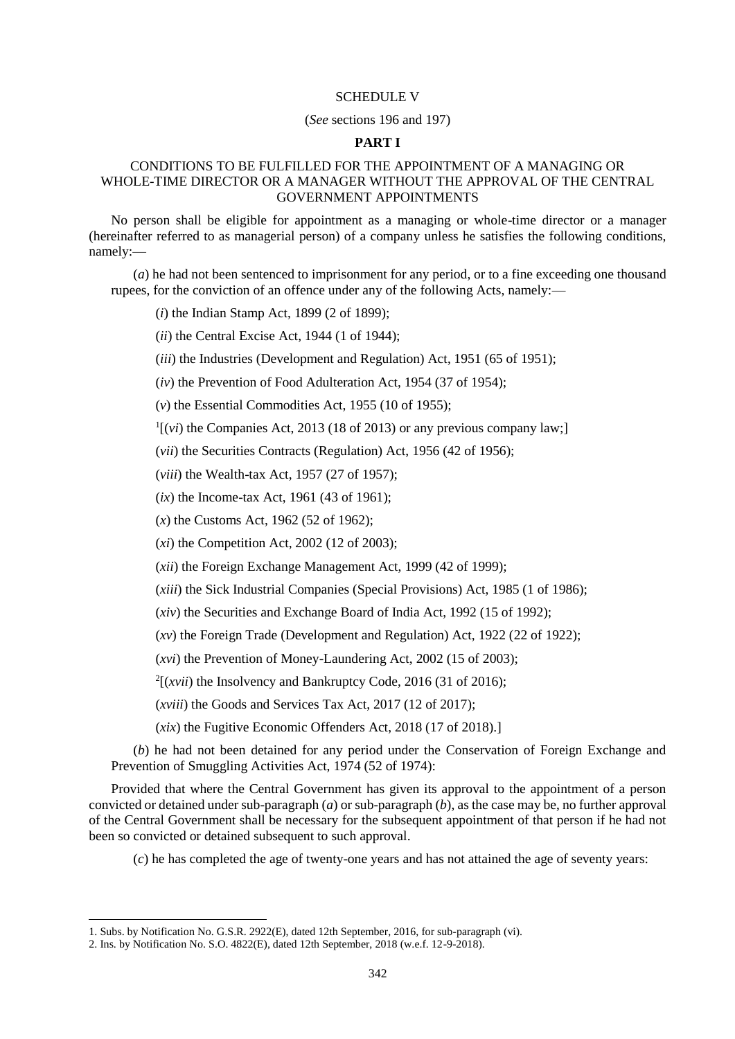# SCHEDULE V

(*See* sections 196 and 197)

## PART I

### CONDITIONS TO BE FULFILLED FOR THE APPOINTMENT OF A MANAGING OR WHOLE-TIME DIRECTOR OR A MANAGER WITHOUT THE APPROVAL OF THE CENTRAL GOVERNMENT APPOINTMENTS

No person shall be eligible for appointment as a managing or whole-time director or a manager (hereinafter referred to as managerial person) of a company unless he satisfies the following conditions, namely:—

(*a*) he had not been sentenced to imprisonment for any period, or to a fine exceeding one thousand rupees, for the conviction of an offence under any of the following Acts, namely:—

(*i*) the Indian Stamp Act, 1899 (2 of 1899);

(*ii*) the Central Excise Act, 1944 (1 of 1944);

(*iii*) the Industries (Development and Regulation) Act, 1951 (65 of 1951);

(*iv*) the Prevention of Food Adulteration Act, 1954 (37 of 1954);

(*v*) the Essential Commodities Act, 1955 (10 of 1955);

[1][(*vi*) the Companies Act, 2013 (18 of 2013) or any previous company law;]

(*vii*) the Securities Contracts (Regulation) Act, 1956 (42 of 1956);

(*viii*) the Wealth-tax Act, 1957 (27 of 1957);

(*ix*) the Income-tax Act, 1961 (43 of 1961);

(*x*) the Customs Act, 1962 (52 of 1962);

(*xi*) the Competition Act, 2002 (12 of 2003);

(*xii*) the Foreign Exchange Management Act, 1999 (42 of 1999);

(*xiii*) the Sick Industrial Companies (Special Provisions) Act, 1985 (1 of 1986);

(*xiv*) the Securities and Exchange Board of India Act, 1992 (15 of 1992);

(*xv*) the Foreign Trade (Development and Regulation) Act, 1922 (22 of 1922);

(*xvi*) the Prevention of Money-Laundering Act, 2002 (15 of 2003);

[2][(*xvii*) the Insolvency and Bankruptcy Code, 2016 (31 of 2016);

(*xviii*) the Goods and Services Tax Act, 2017 (12 of 2017);

(*xix*) the Fugitive Economic Offenders Act, 2018 (17 of 2018).]

(*b*) he had not been detained for any period under the Conservation of Foreign Exchange and Prevention of Smuggling Activities Act, 1974 (52 of 1974):

Provided that where the Central Government has given its approval to the appointment of a person convicted or detained under sub-paragraph (*a*) or sub-paragraph (*b*), as the case may be, no further approval of the Central Government shall be necessary for the subsequent appointment of that person if he had not been so convicted or detained subsequent to such approval.

(*c*) he has completed the age of twenty-one years and has not attained the age of seventy years:

---

1. Subs. by Notification No. G.S.R. 2922(E), dated 12th September, 2016, for sub-paragraph (vi).

2. Ins. by Notification No. S.O. 4822(E), dated 12th September, 2018 (w.e.f. 12-9-2018).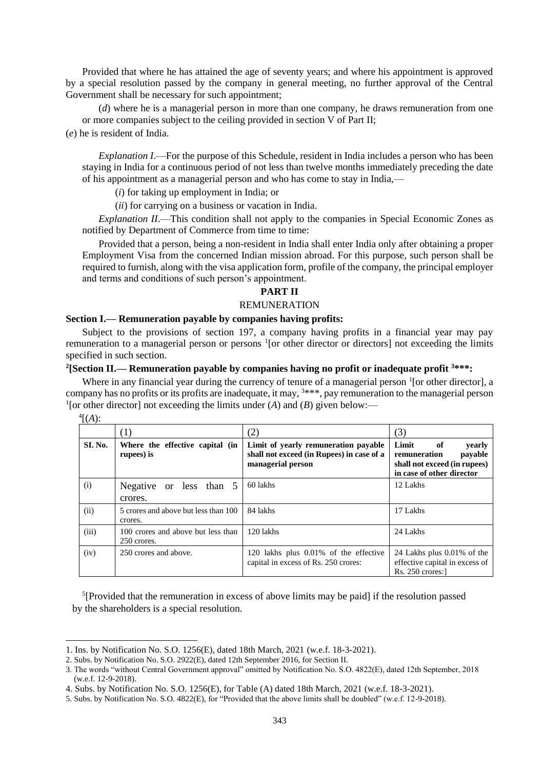Provided that where he has attained the age of seventy years; and where his appointment is approved by a special resolution passed by the company in general meeting, no further approval of the Central Government shall be necessary for such appointment;

(*d*) where he is a managerial person in more than one company, he draws remuneration from one or more companies subject to the ceiling provided in section V of Part II;

(*e*) he is resident of India.

*Explanation I*.—For the purpose of this Schedule, resident in India includes a person who has been staying in India for a continuous period of not less than twelve months immediately preceding the date of his appointment as a managerial person and who has come to stay in India,—

(*i*) for taking up employment in India; or

(*ii*) for carrying on a business or vacation in India.

*Explanation II*.—This condition shall not apply to the companies in Special Economic Zones as notified by Department of Commerce from time to time:

Provided that a person, being a non-resident in India shall enter India only after obtaining a proper Employment Visa from the concerned Indian mission abroad. For this purpose, such person shall be required to furnish, along with the visa application form, profile of the company, the principal employer and terms and conditions of such person's appointment.

## PART II

### REMUNERATION

**Section I.— Remuneration payable by companies having profits:**

Subject to the provisions of section 197, a company having profits in a financial year may pay remuneration to a managerial person or persons [1][or other director or directors] not exceeding the limits specified in such section.

**[2][Section II.— Remuneration payable by companies having no profit or inadequate profit [3]\*\*\*:**

Where in any financial year during the currency of tenure of a managerial person [1][or other director], a company has no profits or its profits are inadequate, it may, [3]\*\*\*, pay remuneration to the managerial person [1][or other director] not exceeding the limits under (*A*) and (*B*) given below:—

[4][(*A*):

| | (1) | (2) | (3) |
|---|---|---|---|
| **SI. No.** | **Where the effective capital (in rupees) is** | **Limit of yearly remuneration payable shall not exceed (in Rupees) in case of a managerial person** | **Limit of yearly remuneration payable shall not exceed (in rupees) in case of other director** |
| (i) | Negative or less than 5 crores. | 60 lakhs | 12 Lakhs |
| (ii) | 5 crores and above but less than 100 crores. | 84 lakhs | 17 Lakhs |
| (iii) | 100 crores and above but less than 250 crores. | 120 lakhs | 24 Lakhs |
| (iv) | 250 crores and above. | 120 lakhs plus 0.01% of the effective capital in excess of Rs. 250 crores: | 24 Lakhs plus 0.01% of the effective capital in excess of Rs. 250 crores:] |

[5][Provided that the remuneration in excess of above limits may be paid] if the resolution passed by the shareholders is a special resolution.

---

1. Ins. by Notification No. S.O. 1256(E), dated 18th March, 2021 (w.e.f. 18-3-2021).
2. Subs. by Notification No. S.O. 2922(E), dated 12th September 2016, for Section II.
3. The words "without Central Government approval" omitted by Notification No. S.O. 4822(E), dated 12th September, 2018 (w.e.f. 12-9-2018).
4. Subs. by Notification No. S.O. 1256(E), for Table (A) dated 18th March, 2021 (w.e.f. 18-3-2021).
5. Subs. by Notification No. S.O. 4822(E), for "Provided that the above limits shall be doubled" (w.e.f. 12-9-2018).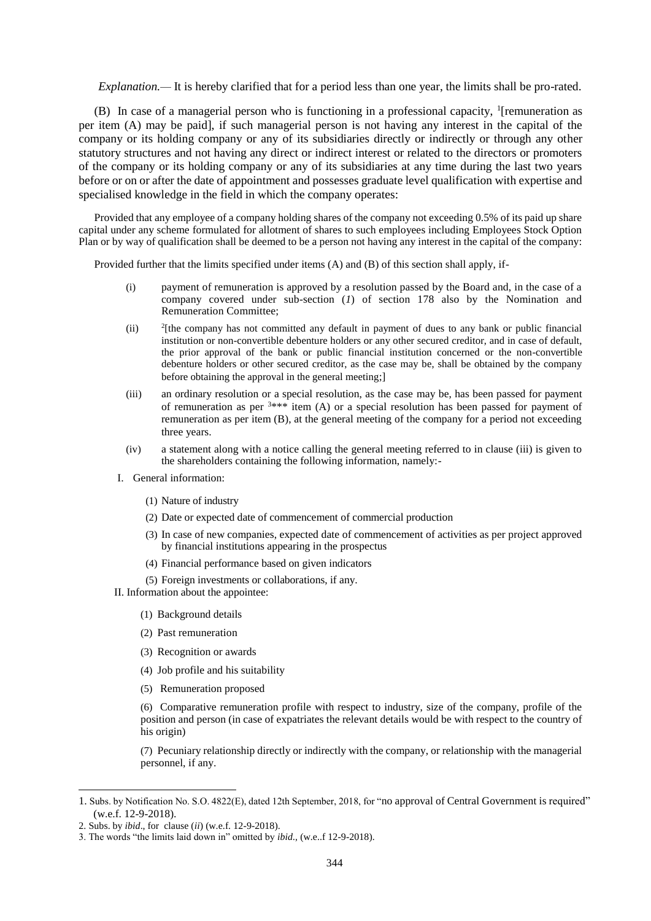*Explanation.—* It is hereby clarified that for a period less than one year, the limits shall be pro-rated.

(B) In case of a managerial person who is functioning in a professional capacity, [1][remuneration as per item (A) may be paid], if such managerial person is not having any interest in the capital of the company or its holding company or any of its subsidiaries directly or indirectly or through any other statutory structures and not having any direct or indirect interest or related to the directors or promoters of the company or its holding company or any of its subsidiaries at any time during the last two years before or on or after the date of appointment and possesses graduate level qualification with expertise and specialised knowledge in the field in which the company operates:

Provided that any employee of a company holding shares of the company not exceeding 0.5% of its paid up share capital under any scheme formulated for allotment of shares to such employees including Employees Stock Option Plan or by way of qualification shall be deemed to be a person not having any interest in the capital of the company:

Provided further that the limits specified under items (A) and (B) of this section shall apply, if-

- (i) payment of remuneration is approved by a resolution passed by the Board and, in the case of a company covered under sub-section (*1*) of section 178 also by the Nomination and Remuneration Committee;
- (ii) [2][the company has not committed any default in payment of dues to any bank or public financial institution or non-convertible debenture holders or any other secured creditor, and in case of default, the prior approval of the bank or public financial institution concerned or the non-convertible debenture holders or other secured creditor, as the case may be, shall be obtained by the company before obtaining the approval in the general meeting;]
- (iii) an ordinary resolution or a special resolution, as the case may be, has been passed for payment of remuneration as per [3]*** item (A) or a special resolution has been passed for payment of remuneration as per item (B), at the general meeting of the company for a period not exceeding three years.
- (iv) a statement along with a notice calling the general meeting referred to in clause (iii) is given to the shareholders containing the following information, namely:-

I. General information:

(1) Nature of industry

(2) Date or expected date of commencement of commercial production

(3) In case of new companies, expected date of commencement of activities as per project approved by financial institutions appearing in the prospectus

(4) Financial performance based on given indicators

(5) Foreign investments or collaborations, if any.

II. Information about the appointee:

(1) Background details

(2) Past remuneration

(3) Recognition or awards

(4) Job profile and his suitability

(5) Remuneration proposed

(6) Comparative remuneration profile with respect to industry, size of the company, profile of the position and person (in case of expatriates the relevant details would be with respect to the country of his origin)

(7) Pecuniary relationship directly or indirectly with the company, or relationship with the managerial personnel, if any.

---

1. Subs. by Notification No. S.O. 4822(E), dated 12th September, 2018, for "no approval of Central Government is required" (w.e.f. 12-9-2018).
2. Subs. by *ibid*., for clause (*ii*) (w.e.f. 12-9-2018).
3. The words "the limits laid down in" omitted by *ibid*., (w.e..f 12-9-2018).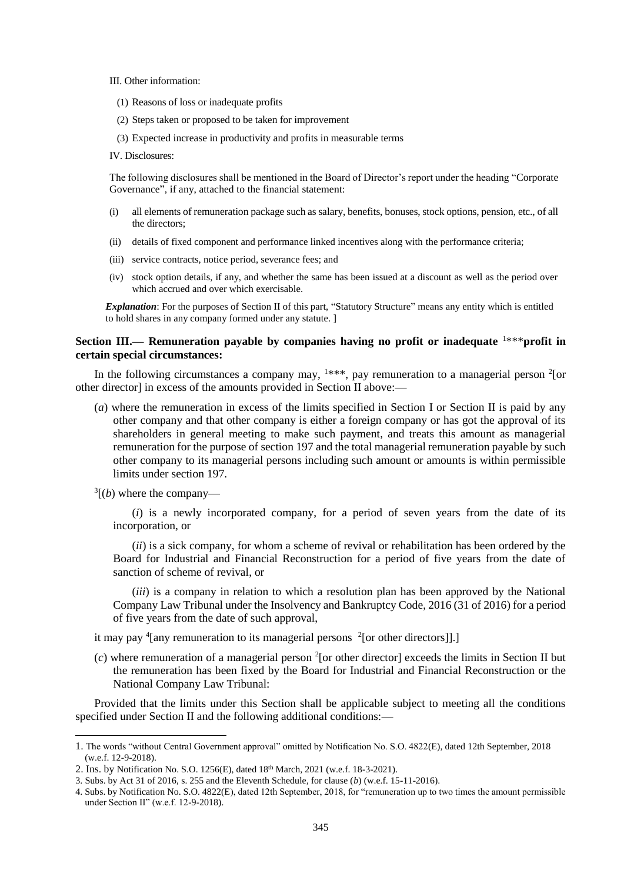III. Other information:

(1) Reasons of loss or inadequate profits

(2) Steps taken or proposed to be taken for improvement

(3) Expected increase in productivity and profits in measurable terms

IV. Disclosures:

The following disclosures shall be mentioned in the Board of Director's report under the heading "Corporate Governance", if any, attached to the financial statement:

(i) all elements of remuneration package such as salary, benefits, bonuses, stock options, pension, etc., of all the directors;

(ii) details of fixed component and performance linked incentives along with the performance criteria;

(iii) service contracts, notice period, severance fees; and

(iv) stock option details, if any, and whether the same has been issued at a discount as well as the period over which accrued and over which exercisable.

***Explanation***: For the purposes of Section II of this part, "Statutory Structure" means any entity which is entitled to hold shares in any company formed under any statute. ]

**Section III.— Remuneration payable by companies having no profit or inadequate** [1]*****profit in certain special circumstances:**

In the following circumstances a company may, [1]***, pay remuneration to a managerial person [2][or other director] in excess of the amounts provided in Section II above:—

(*a*) where the remuneration in excess of the limits specified in Section I or Section II is paid by any other company and that other company is either a foreign company or has got the approval of its shareholders in general meeting to make such payment, and treats this amount as managerial remuneration for the purpose of section 197 and the total managerial remuneration payable by such other company to its managerial persons including such amount or amounts is within permissible limits under section 197.

[3][(*b*) where the company—

(*i*) is a newly incorporated company, for a period of seven years from the date of its incorporation, or

(*ii*) is a sick company, for whom a scheme of revival or rehabilitation has been ordered by the Board for Industrial and Financial Reconstruction for a period of five years from the date of sanction of scheme of revival, or

(*iii*) is a company in relation to which a resolution plan has been approved by the National Company Law Tribunal under the Insolvency and Bankruptcy Code, 2016 (31 of 2016) for a period of five years from the date of such approval,

it may pay [4][any remuneration to its managerial persons [2][or other directors]].]

(*c*) where remuneration of a managerial person [2][or other director] exceeds the limits in Section II but the remuneration has been fixed by the Board for Industrial and Financial Reconstruction or the National Company Law Tribunal:

Provided that the limits under this Section shall be applicable subject to meeting all the conditions specified under Section II and the following additional conditions:—

---

1. The words "without Central Government approval" omitted by Notification No. S.O. 4822(E), dated 12th September, 2018 (w.e.f. 12-9-2018).
2. Ins. by Notification No. S.O. 1256(E), dated 18th March, 2021 (w.e.f. 18-3-2021).
3. Subs. by Act 31 of 2016, s. 255 and the Eleventh Schedule, for clause (*b*) (w.e.f. 15-11-2016).
4. Subs. by Notification No. S.O. 4822(E), dated 12th September, 2018, for "remuneration up to two times the amount permissible under Section II" (w.e.f. 12-9-2018).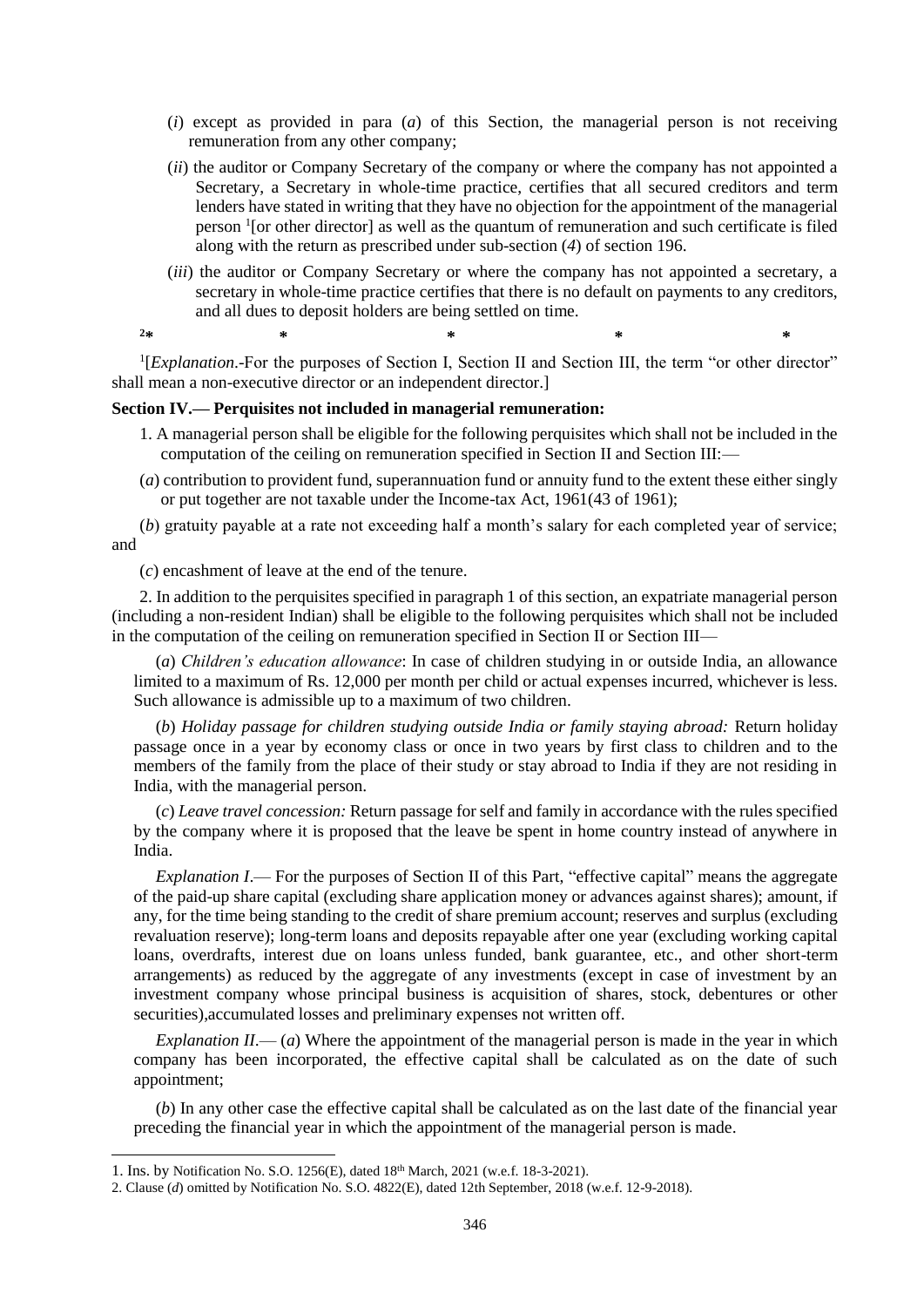(*i*) except as provided in para (*a*) of this Section, the managerial person is not receiving remuneration from any other company;

(*ii*) the auditor or Company Secretary of the company or where the company has not appointed a Secretary, a Secretary in whole-time practice, certifies that all secured creditors and term lenders have stated in writing that they have no objection for the appointment of the managerial person [1][or other director] as well as the quantum of remuneration and such certificate is filed along with the return as prescribed under sub-section (*4*) of section 196.

(*iii*) the auditor or Company Secretary or where the company has not appointed a secretary, a secretary in whole-time practice certifies that there is no default on payments to any creditors, and all dues to deposit holders are being settled on time.

[2]* * * * *

[1][*Explanation*.-For the purposes of Section I, Section II and Section III, the term "or other director" shall mean a non-executive director or an independent director.]

**Section IV.— Perquisites not included in managerial remuneration:**

1. A managerial person shall be eligible for the following perquisites which shall not be included in the computation of the ceiling on remuneration specified in Section II and Section III:—

(*a*) contribution to provident fund, superannuation fund or annuity fund to the extent these either singly or put together are not taxable under the Income-tax Act, 1961(43 of 1961);

(*b*) gratuity payable at a rate not exceeding half a month's salary for each completed year of service; and

(*c*) encashment of leave at the end of the tenure.

2. In addition to the perquisites specified in paragraph 1 of this section, an expatriate managerial person (including a non-resident Indian) shall be eligible to the following perquisites which shall not be included in the computation of the ceiling on remuneration specified in Section II or Section III—

(*a*) *Children's education allowance*: In case of children studying in or outside India, an allowance limited to a maximum of Rs. 12,000 per month per child or actual expenses incurred, whichever is less. Such allowance is admissible up to a maximum of two children.

(*b*) *Holiday passage for children studying outside India or family staying abroad:* Return holiday passage once in a year by economy class or once in two years by first class to children and to the members of the family from the place of their study or stay abroad to India if they are not residing in India, with the managerial person.

(*c*) *Leave travel concession:* Return passage for self and family in accordance with the rules specified by the company where it is proposed that the leave be spent in home country instead of anywhere in India.

*Explanation I*.— For the purposes of Section II of this Part, "effective capital" means the aggregate of the paid-up share capital (excluding share application money or advances against shares); amount, if any, for the time being standing to the credit of share premium account; reserves and surplus (excluding revaluation reserve); long-term loans and deposits repayable after one year (excluding working capital loans, overdrafts, interest due on loans unless funded, bank guarantee, etc., and other short-term arrangements) as reduced by the aggregate of any investments (except in case of investment by an investment company whose principal business is acquisition of shares, stock, debentures or other securities),accumulated losses and preliminary expenses not written off.

*Explanation II*.— (*a*) Where the appointment of the managerial person is made in the year in which company has been incorporated, the effective capital shall be calculated as on the date of such appointment;

(*b*) In any other case the effective capital shall be calculated as on the last date of the financial year preceding the financial year in which the appointment of the managerial person is made.

---

1. Ins. by Notification No. S.O. 1256(E), dated 18th March, 2021 (w.e.f. 18-3-2021).
2. Clause (*d*) omitted by Notification No. S.O. 4822(E), dated 12th September, 2018 (w.e.f. 12-9-2018).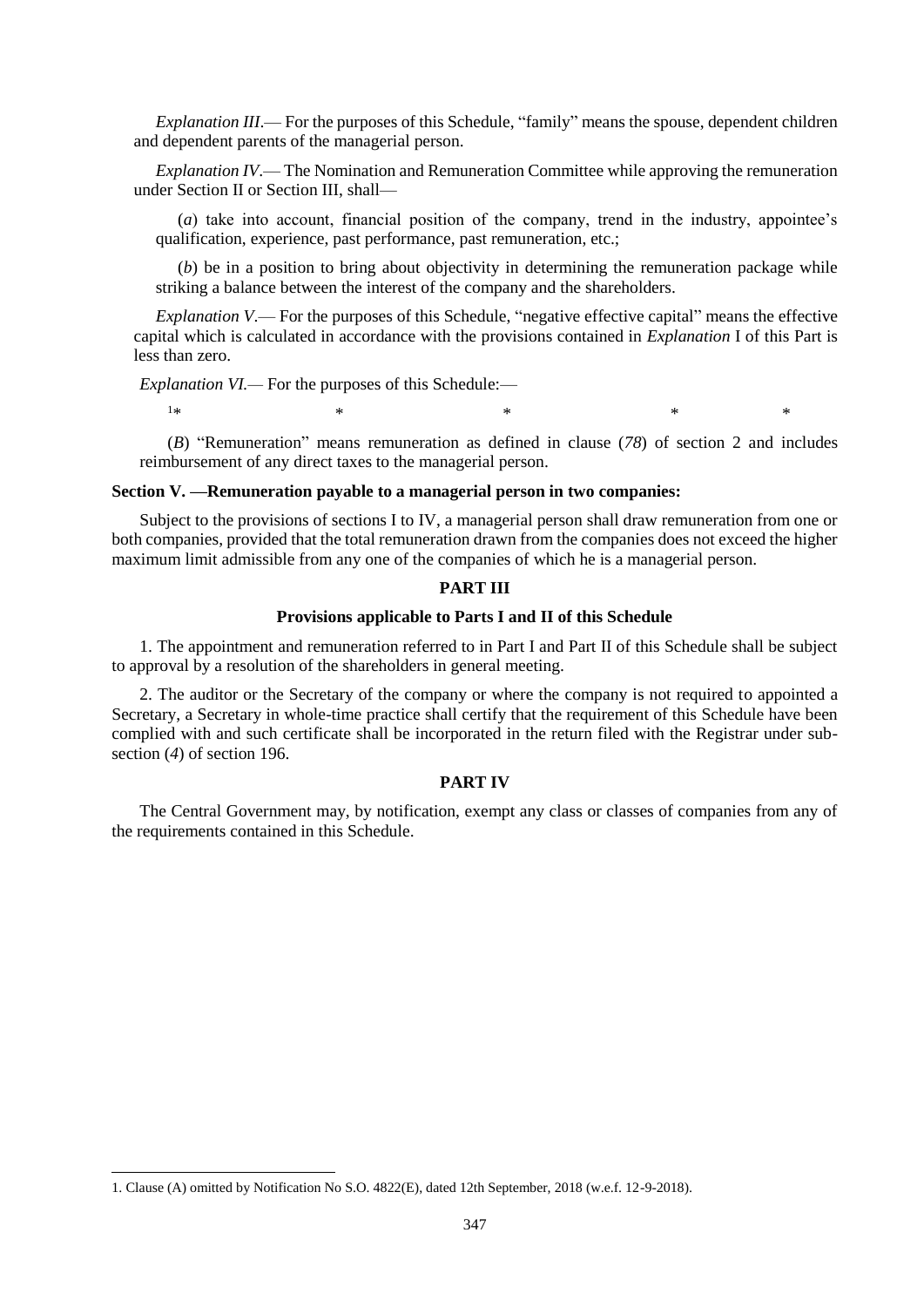*Explanation III*.— For the purposes of this Schedule, "family" means the spouse, dependent children and dependent parents of the managerial person.

*Explanation IV*.— The Nomination and Remuneration Committee while approving the remuneration under Section II or Section III, shall—

(*a*) take into account, financial position of the company, trend in the industry, appointee's qualification, experience, past performance, past remuneration, etc.;

(*b*) be in a position to bring about objectivity in determining the remuneration package while striking a balance between the interest of the company and the shareholders.

*Explanation V*.— For the purposes of this Schedule, "negative effective capital" means the effective capital which is calculated in accordance with the provisions contained in *Explanation* I of this Part is less than zero.

*Explanation VI.*— For the purposes of this Schedule:—

[1]* * * * *

(*B*) "Remuneration" means remuneration as defined in clause (*78*) of section 2 and includes reimbursement of any direct taxes to the managerial person.

**Section V. —Remuneration payable to a managerial person in two companies:**

Subject to the provisions of sections I to IV, a managerial person shall draw remuneration from one or both companies, provided that the total remuneration drawn from the companies does not exceed the higher maximum limit admissible from any one of the companies of which he is a managerial person.

## PART III

### Provisions applicable to Parts I and II of this Schedule

1. The appointment and remuneration referred to in Part I and Part II of this Schedule shall be subject to approval by a resolution of the shareholders in general meeting.

2. The auditor or the Secretary of the company or where the company is not required to appointed a Secretary, a Secretary in whole-time practice shall certify that the requirement of this Schedule have been complied with and such certificate shall be incorporated in the return filed with the Registrar under sub-section (*4*) of section 196.

## PART IV

The Central Government may, by notification, exempt any class or classes of companies from any of the requirements contained in this Schedule.

---

1. Clause (A) omitted by Notification No S.O. 4822(E), dated 12th September, 2018 (w.e.f. 12-9-2018).